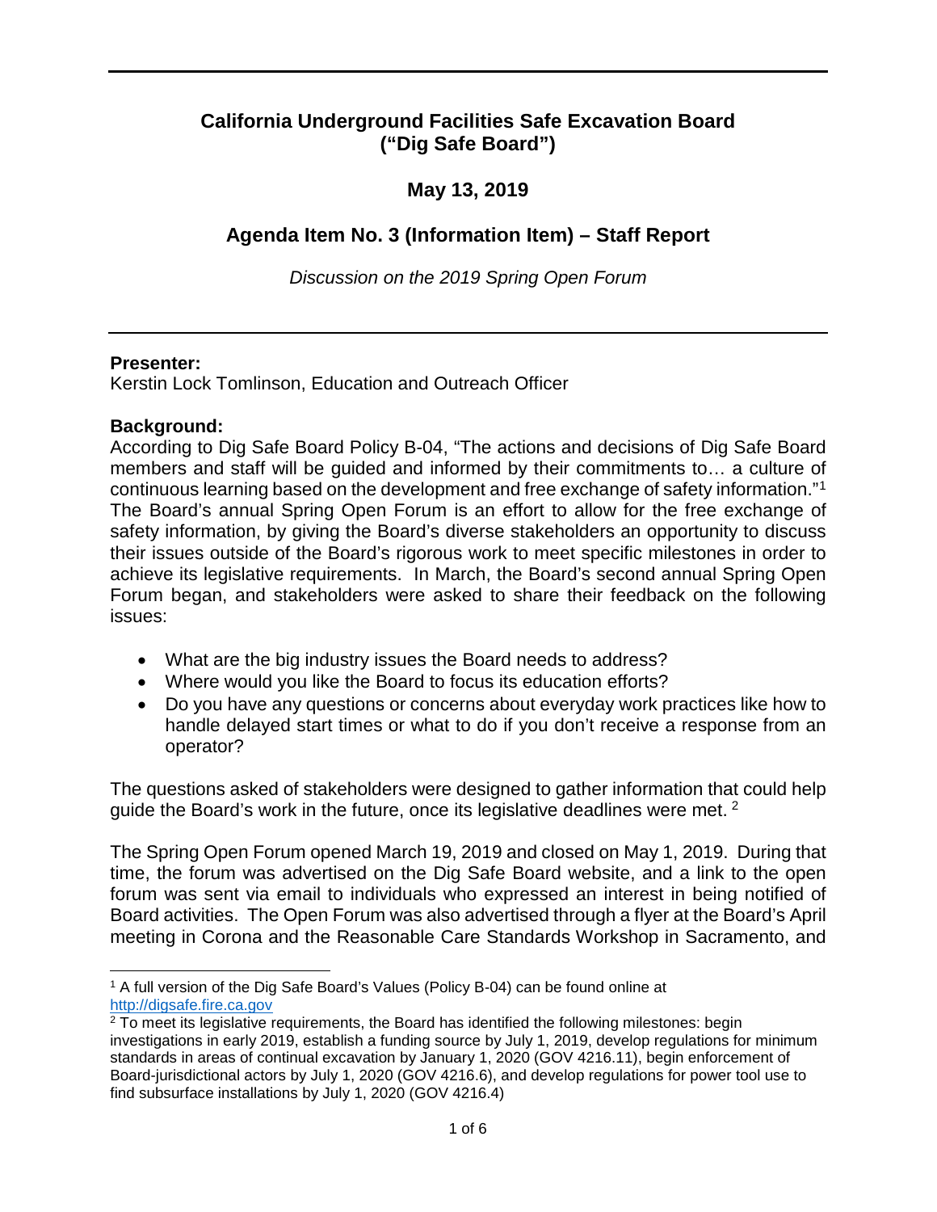## California Underground Facilities Safe Excavation Board ("Dig Safe Board")

## May 13, 2019

## Agenda Item No. 3 (Information Item) – Staff Report

*Discussion on the 2019 Spring Open Forum*

---

**Presenter:**
Kerstin Lock Tomlinson, Education and Outreach Officer

**Background:**
According to Dig Safe Board Policy B-04, "The actions and decisions of Dig Safe Board members and staff will be guided and informed by their commitments to… a culture of continuous learning based on the development and free exchange of safety information."[1] The Board's annual Spring Open Forum is an effort to allow for the free exchange of safety information, by giving the Board's diverse stakeholders an opportunity to discuss their issues outside of the Board's rigorous work to meet specific milestones in order to achieve its legislative requirements. In March, the Board's second annual Spring Open Forum began, and stakeholders were asked to share their feedback on the following issues:

- What are the big industry issues the Board needs to address?
- Where would you like the Board to focus its education efforts?
- Do you have any questions or concerns about everyday work practices like how to handle delayed start times or what to do if you don't receive a response from an operator?

The questions asked of stakeholders were designed to gather information that could help guide the Board's work in the future, once its legislative deadlines were met. [2]

The Spring Open Forum opened March 19, 2019 and closed on May 1, 2019. During that time, the forum was advertised on the Dig Safe Board website, and a link to the open forum was sent via email to individuals who expressed an interest in being notified of Board activities. The Open Forum was also advertised through a flyer at the Board's April meeting in Corona and the Reasonable Care Standards Workshop in Sacramento, and

---

[1] A full version of the Dig Safe Board's Values (Policy B-04) can be found online at http://digsafe.fire.ca.gov

[2] To meet its legislative requirements, the Board has identified the following milestones: begin investigations in early 2019, establish a funding source by July 1, 2019, develop regulations for minimum standards in areas of continual excavation by January 1, 2020 (GOV 4216.11), begin enforcement of Board-jurisdictional actors by July 1, 2020 (GOV 4216.6), and develop regulations for power tool use to find subsurface installations by July 1, 2020 (GOV 4216.4)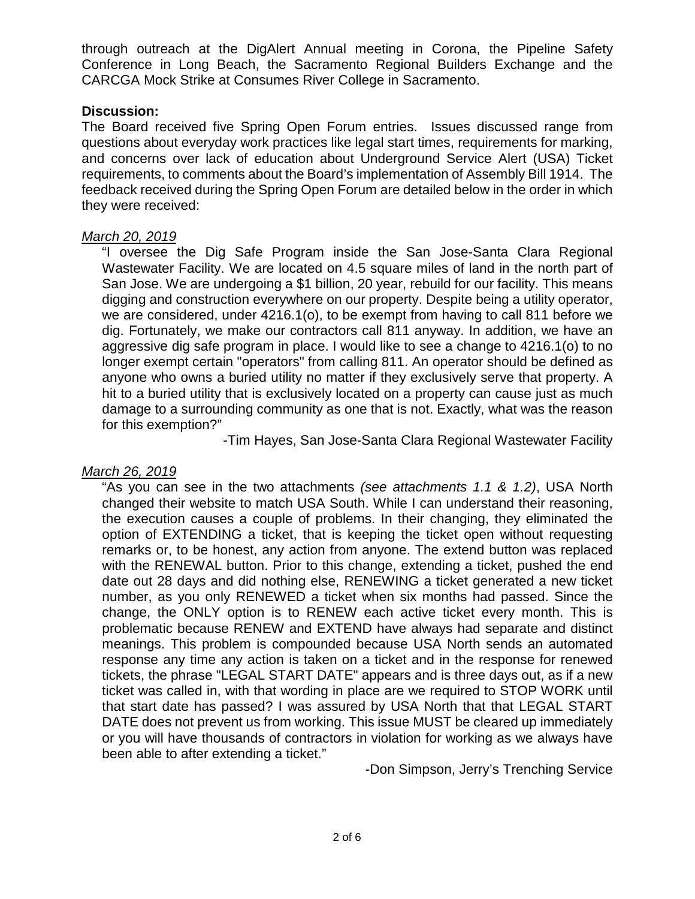through outreach at the DigAlert Annual meeting in Corona, the Pipeline Safety Conference in Long Beach, the Sacramento Regional Builders Exchange and the CARCGA Mock Strike at Consumes River College in Sacramento.

**Discussion:**

The Board received five Spring Open Forum entries. Issues discussed range from questions about everyday work practices like legal start times, requirements for marking, and concerns over lack of education about Underground Service Alert (USA) Ticket requirements, to comments about the Board's implementation of Assembly Bill 1914. The feedback received during the Spring Open Forum are detailed below in the order in which they were received:

*March 20, 2019*

> "I oversee the Dig Safe Program inside the San Jose-Santa Clara Regional Wastewater Facility. We are located on 4.5 square miles of land in the north part of San Jose. We are undergoing a $1 billion, 20 year, rebuild for our facility. This means digging and construction everywhere on our property. Despite being a utility operator, we are considered, under 4216.1(o), to be exempt from having to call 811 before we dig. Fortunately, we make our contractors call 811 anyway. In addition, we have an aggressive dig safe program in place. I would like to see a change to 4216.1(o) to no longer exempt certain "operators" from calling 811. An operator should be defined as anyone who owns a buried utility no matter if they exclusively serve that property. A hit to a buried utility that is exclusively located on a property can cause just as much damage to a surrounding community as one that is not. Exactly, what was the reason for this exemption?"
>
> -Tim Hayes, San Jose-Santa Clara Regional Wastewater Facility

*March 26, 2019*

> "As you can see in the two attachments *(see attachments 1.1 & 1.2)*, USA North changed their website to match USA South. While I can understand their reasoning, the execution causes a couple of problems. In their changing, they eliminated the option of EXTENDING a ticket, that is keeping the ticket open without requesting remarks or, to be honest, any action from anyone. The extend button was replaced with the RENEWAL button. Prior to this change, extending a ticket, pushed the end date out 28 days and did nothing else, RENEWING a ticket generated a new ticket number, as you only RENEWED a ticket when six months had passed. Since the change, the ONLY option is to RENEW each active ticket every month. This is problematic because RENEW and EXTEND have always had separate and distinct meanings. This problem is compounded because USA North sends an automated response any time any action is taken on a ticket and in the response for renewed tickets, the phrase "LEGAL START DATE" appears and is three days out, as if a new ticket was called in, with that wording in place are we required to STOP WORK until that start date has passed? I was assured by USA North that that LEGAL START DATE does not prevent us from working. This issue MUST be cleared up immediately or you will have thousands of contractors in violation for working as we always have been able to after extending a ticket."
>
> -Don Simpson, Jerry's Trenching Service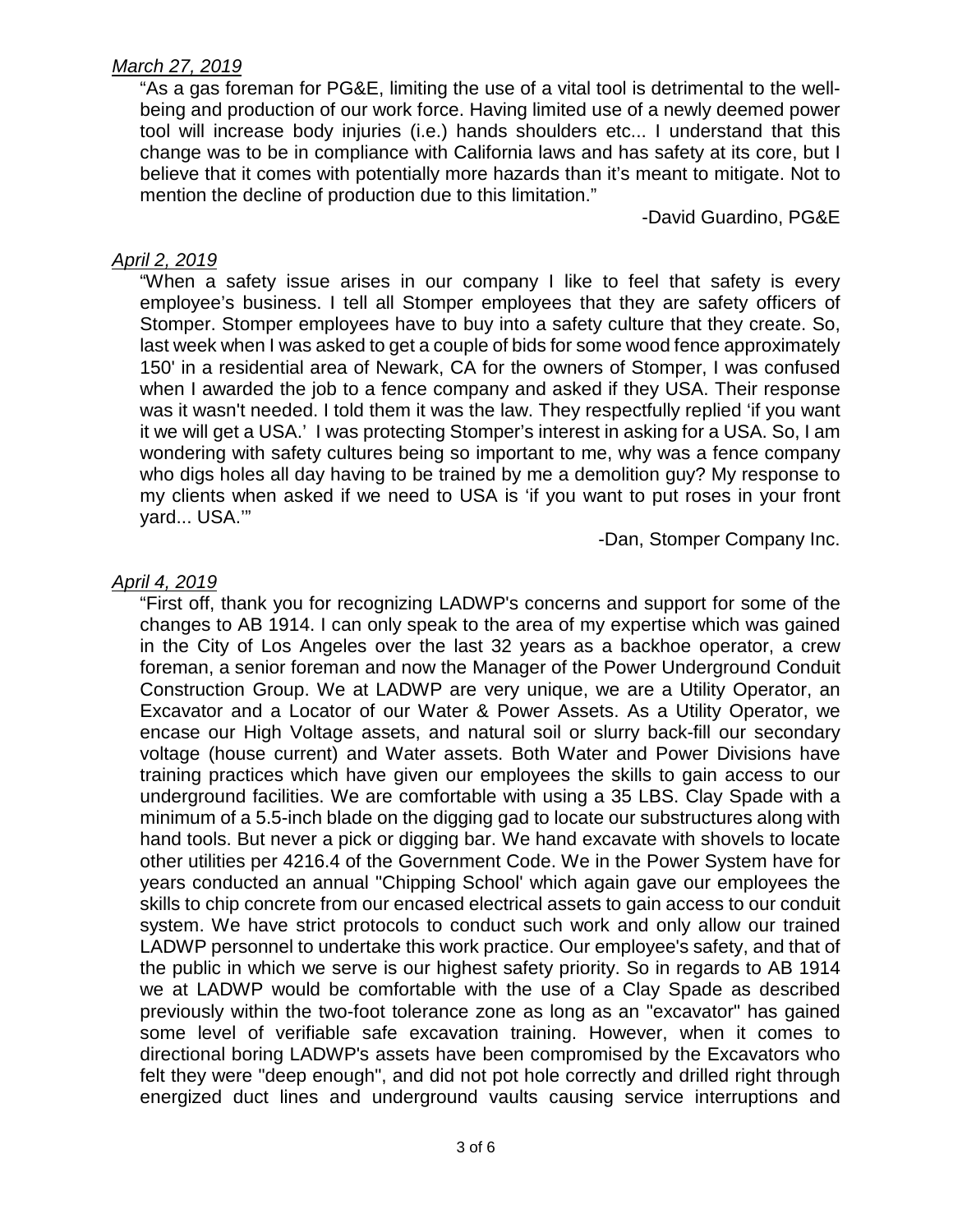*March 27, 2019*

"As a gas foreman for PG&E, limiting the use of a vital tool is detrimental to the well-being and production of our work force. Having limited use of a newly deemed power tool will increase body injuries (i.e.) hands shoulders etc... I understand that this change was to be in compliance with California laws and has safety at its core, but I believe that it comes with potentially more hazards than it's meant to mitigate. Not to mention the decline of production due to this limitation."

-David Guardino, PG&E

*April 2, 2019*

"When a safety issue arises in our company I like to feel that safety is every employee's business. I tell all Stomper employees that they are safety officers of Stomper. Stomper employees have to buy into a safety culture that they create. So, last week when I was asked to get a couple of bids for some wood fence approximately 150' in a residential area of Newark, CA for the owners of Stomper, I was confused when I awarded the job to a fence company and asked if they USA. Their response was it wasn't needed. I told them it was the law. They respectfully replied 'if you want it we will get a USA.' I was protecting Stomper's interest in asking for a USA. So, I am wondering with safety cultures being so important to me, why was a fence company who digs holes all day having to be trained by me a demolition guy? My response to my clients when asked if we need to USA is 'if you want to put roses in your front yard... USA.'"

-Dan, Stomper Company Inc.

*April 4, 2019*

"First off, thank you for recognizing LADWP's concerns and support for some of the changes to AB 1914. I can only speak to the area of my expertise which was gained in the City of Los Angeles over the last 32 years as a backhoe operator, a crew foreman, a senior foreman and now the Manager of the Power Underground Conduit Construction Group. We at LADWP are very unique, we are a Utility Operator, an Excavator and a Locator of our Water & Power Assets. As a Utility Operator, we encase our High Voltage assets, and natural soil or slurry back-fill our secondary voltage (house current) and Water assets. Both Water and Power Divisions have training practices which have given our employees the skills to gain access to our underground facilities. We are comfortable with using a 35 LBS. Clay Spade with a minimum of a 5.5-inch blade on the digging gad to locate our substructures along with hand tools. But never a pick or digging bar. We hand excavate with shovels to locate other utilities per 4216.4 of the Government Code. We in the Power System have for years conducted an annual "Chipping School' which again gave our employees the skills to chip concrete from our encased electrical assets to gain access to our conduit system. We have strict protocols to conduct such work and only allow our trained LADWP personnel to undertake this work practice. Our employee's safety, and that of the public in which we serve is our highest safety priority. So in regards to AB 1914 we at LADWP would be comfortable with the use of a Clay Spade as described previously within the two-foot tolerance zone as long as an "excavator" has gained some level of verifiable safe excavation training. However, when it comes to directional boring LADWP's assets have been compromised by the Excavators who felt they were "deep enough", and did not pot hole correctly and drilled right through energized duct lines and underground vaults causing service interruptions and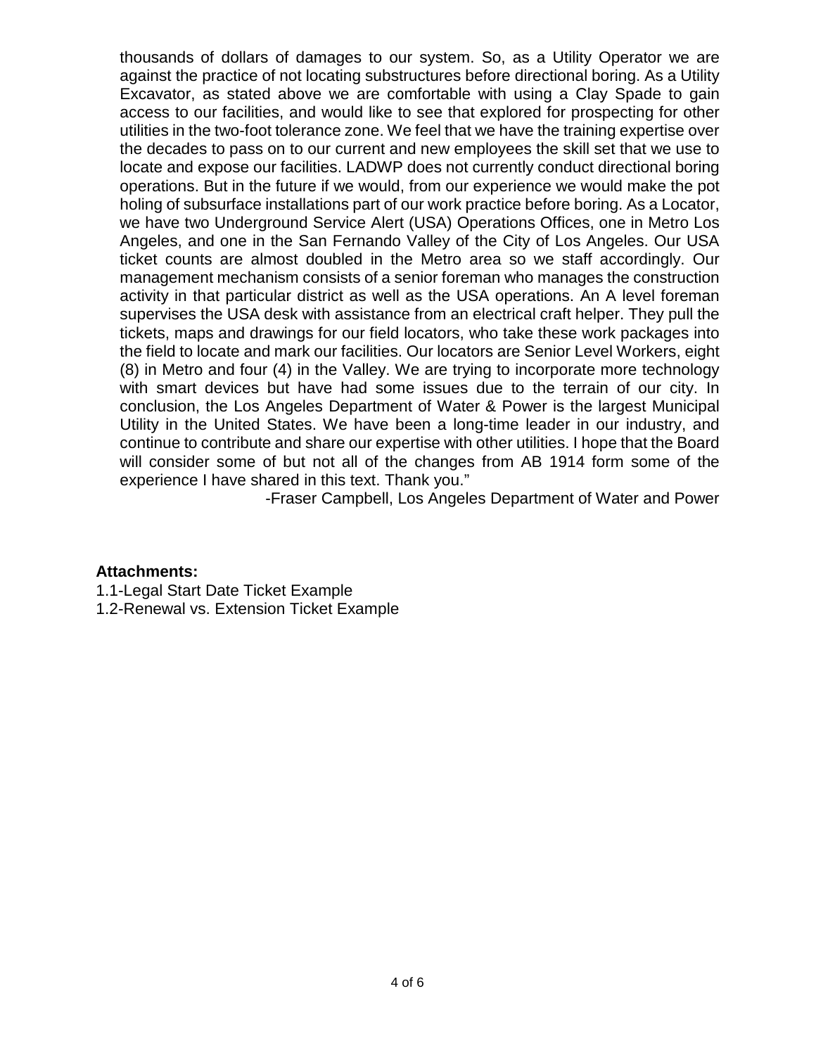thousands of dollars of damages to our system. So, as a Utility Operator we are against the practice of not locating substructures before directional boring. As a Utility Excavator, as stated above we are comfortable with using a Clay Spade to gain access to our facilities, and would like to see that explored for prospecting for other utilities in the two-foot tolerance zone. We feel that we have the training expertise over the decades to pass on to our current and new employees the skill set that we use to locate and expose our facilities. LADWP does not currently conduct directional boring operations. But in the future if we would, from our experience we would make the pot holing of subsurface installations part of our work practice before boring. As a Locator, we have two Underground Service Alert (USA) Operations Offices, one in Metro Los Angeles, and one in the San Fernando Valley of the City of Los Angeles. Our USA ticket counts are almost doubled in the Metro area so we staff accordingly. Our management mechanism consists of a senior foreman who manages the construction activity in that particular district as well as the USA operations. An A level foreman supervises the USA desk with assistance from an electrical craft helper. They pull the tickets, maps and drawings for our field locators, who take these work packages into the field to locate and mark our facilities. Our locators are Senior Level Workers, eight (8) in Metro and four (4) in the Valley. We are trying to incorporate more technology with smart devices but have had some issues due to the terrain of our city. In conclusion, the Los Angeles Department of Water & Power is the largest Municipal Utility in the United States. We have been a long-time leader in our industry, and continue to contribute and share our expertise with other utilities. I hope that the Board will consider some of but not all of the changes from AB 1914 form some of the experience I have shared in this text. Thank you."

-Fraser Campbell, Los Angeles Department of Water and Power

**Attachments:**

1.1-Legal Start Date Ticket Example
1.2-Renewal vs. Extension Ticket Example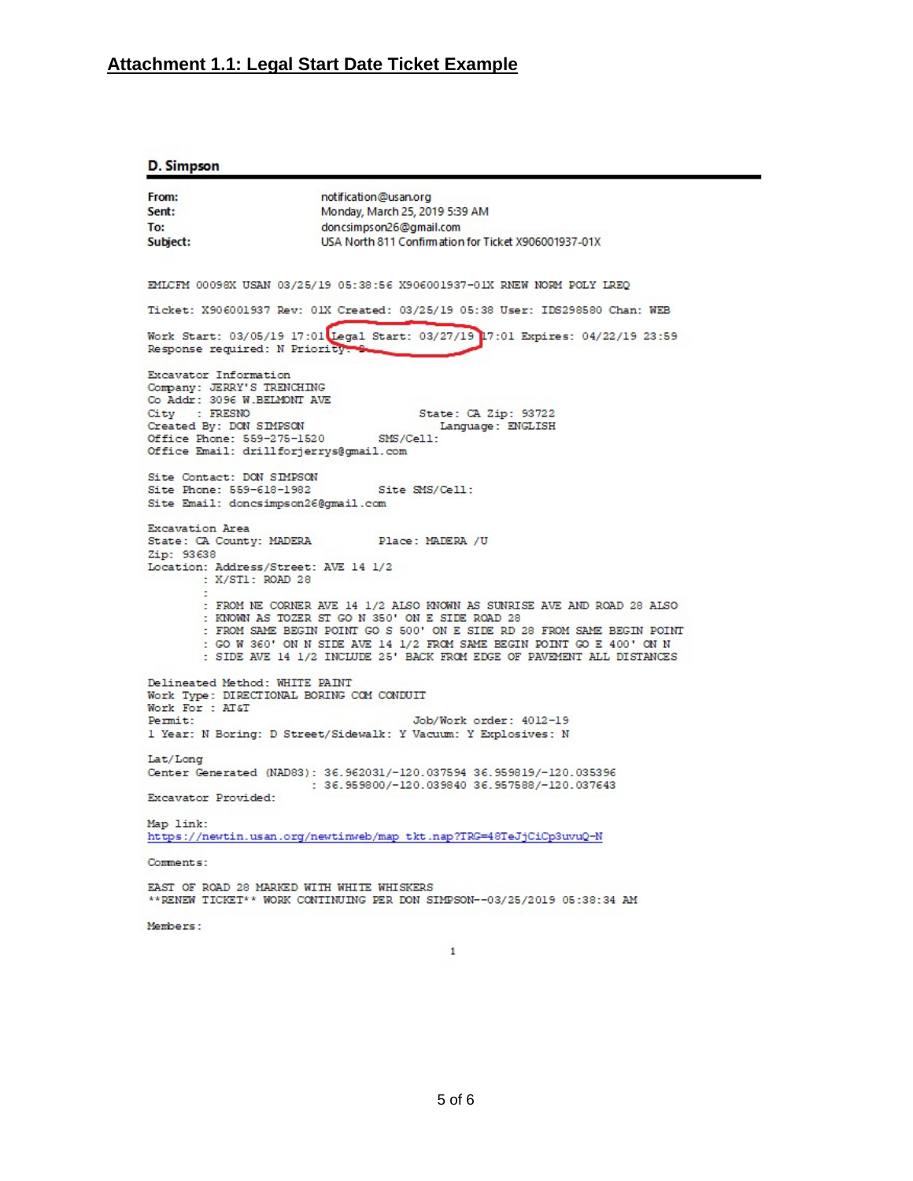## Attachment 1.1: Legal Start Date Ticket Example

**D. Simpson**

| | |
|---|---|
| **From:** | notification@usan.org |
| **Sent:** | Monday, March 25, 2019 5:39 AM |
| **To:** | doncsimpson26@gmail.com |
| **Subject:** | USA North 811 Confirmation for Ticket X906001937-01X |

```
EMLCFM 00098X USAN 03/25/19 05:38:56 X906001937-01X RNEW NORM POLY LREQ

Ticket: X906001937 Rev: 01X Created: 03/25/19 05:38 User: IDS298580 Chan: WEB

Work Start: 03/05/19 17:01 Legal Start: 03/27/19 17:01 Expires: 04/22/19 23:59
Response required: N Priority: 2

Excavator Information
Company: JERRY'S TRENCHING
Co Addr: 3096 W.BELMONT AVE
City    : FRESNO                         State: CA Zip: 93722
Created By: DON SIMPSON                     Language: ENGLISH
Office Phone: 559-275-1520         SMS/Cell:
Office Email: drillforjerrys@gmail.com

Site Contact: DON SIMPSON
Site Phone: 559-618-1982           Site SMS/Cell:
Site Email: doncsimpson26@gmail.com

Excavation Area
State: CA County: MADERA           Place: MADERA /U
Zip: 93638
Location: Address/Street: AVE 14 1/2
        : X/ST1: ROAD 28
        :
        : FROM NE CORNER AVE 14 1/2 ALSO KNOWN AS SUNRISE AVE AND ROAD 28 ALSO
        : KNOWN AS TOZER ST GO N 350' ON E SIDE ROAD 28
        : FROM SAME BEGIN POINT GO S 500' ON E SIDE RD 28 FROM SAME BEGIN POINT
        : GO W 360' ON N SIDE AVE 14 1/2 FROM SAME BEGIN POINT GO E 400' ON N
        : SIDE AVE 14 1/2 INCLUDE 25' BACK FROM EDGE OF PAVEMENT ALL DISTANCES

Delineated Method: WHITE PAINT
Work Type: DIRECTIONAL BORING COM CONDUIT
Work For : AT&T
Permit:                                Job/Work order: 4012-19
1 Year: N Boring: D Street/Sidewalk: Y Vacuum: Y Explosives: N

Lat/Long
Center Generated (NAD83): 36.962031/-120.037594 36.959819/-120.035396
                        : 36.959800/-120.039840 36.957588/-120.037643
Excavator Provided:

Map link:
https://newtin.usan.org/newtinweb/map_tkt.nap?TRG=48TeJjCiCp3uvuQ-N

Comments:

EAST OF ROAD 28 MARKED WITH WHITE WHISKERS
**RENEW TICKET** WORK CONTINUING PER DON SIMPSON--03/25/2019 05:38:34 AM

Members:
```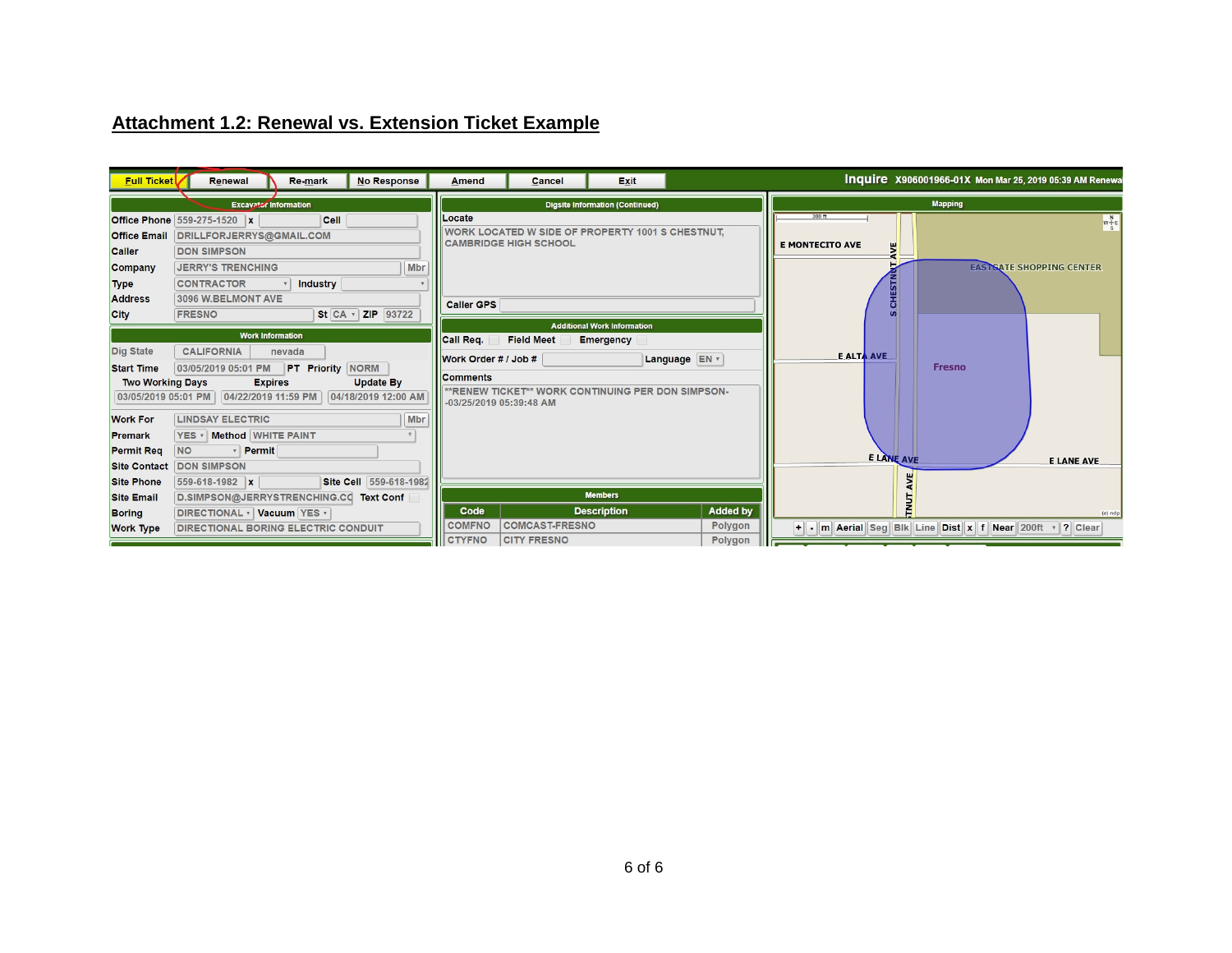## Attachment 1.2: Renewal vs. Extension Ticket Example

Full Ticket | Renewal | Re-mark | No Response | Amend | Cancel | Exit

Inquire X906001966-01X Mon Mar 25, 2019 05:39 AM Renewa

**Excavator Information**

Office Phone 559-275-1520 x Cell
Office Email DRILLFORJERRYS@GMAIL.COM
Caller DON SIMPSON
Company JERRY'S TRENCHING Mbr
Type CONTRACTOR Industry
Address 3096 W.BELMONT AVE
City FRESNO St CA ZIP 93722

**Work Information**

Dig State CALIFORNIA nevada
Start Time 03/05/2019 05:01 PM PT Priority NORM
Two Working Days 03/05/2019 05:01 PM
Expires 04/22/2019 11:59 PM
Update By 04/18/2019 12:00 AM
Work For LINDSAY ELECTRIC Mbr
Premark YES Method WHITE PAINT
Permit Req NO Permit
Site Contact DON SIMPSON
Site Phone 559-618-1982 x Site Cell 559-618-1982
Site Email D.SIMPSON@JERRYSTRENCHING.CO Text Conf
Boring DIRECTIONAL Vacuum YES
Work Type DIRECTIONAL BORING ELECTRIC CONDUIT

**Digsite Information (Continued)**

Locate
WORK LOCATED W SIDE OF PROPERTY 1001 S CHESTNUT, CAMBRIDGE HIGH SCHOOL

Caller GPS

**Additional Work Information**

Call Req. Field Meet Emergency
Work Order # / Job # Language EN
Comments
**RENEW TICKET** WORK CONTINUING PER DON SIMPSON--03/25/2019 05:39:48 AM

**Members**

| Code | Description | Added by |
|---|---|---|
| COMFNO | COMCAST-FRESNO | Polygon |
| CTYFNO | CITY FRESNO | Polygon |

**Mapping**

E MONTECITO AVE
S CHESTNUT AVE
EASTGATE SHOPPING CENTER
E ALTA AVE
Fresno
E LANE AVE
E LANE AVE

+ - m Aerial Seg Blk Line Dist x f Near 200ft ? Clear